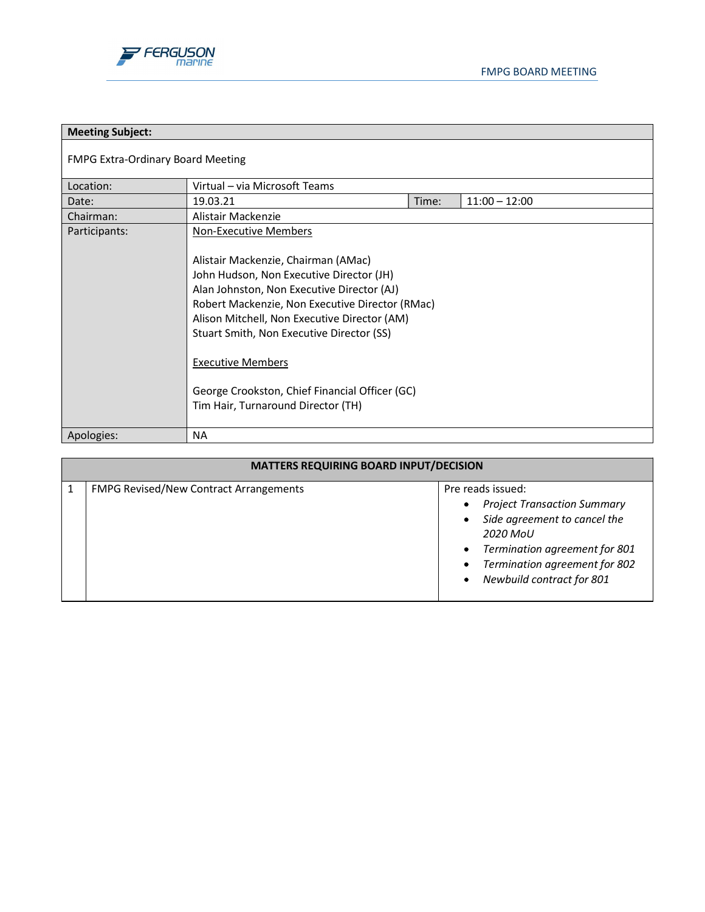| **Meeting Subject:** | | | |
|---|---|---|---|
| FMPG Extra-Ordinary Board Meeting | | | |
| Location: | Virtual – via Microsoft Teams | | |
| Date: | 19.03.21 | Time: | 11:00 – 12:00 |
| Chairman: | Alistair Mackenzie | | |
| Participants: | Non-Executive Members<br><br>Alistair Mackenzie, Chairman (AMac)<br>John Hudson, Non Executive Director (JH)<br>Alan Johnston, Non Executive Director (AJ)<br>Robert Mackenzie, Non Executive Director (RMac)<br>Alison Mitchell, Non Executive Director (AM)<br>Stuart Smith, Non Executive Director (SS)<br><br>Executive Members<br><br>George Crookston, Chief Financial Officer (GC)<br>Tim Hair, Turnaround Director (TH) | | |
| Apologies: | NA | | |

| **MATTERS REQUIRING BOARD INPUT/DECISION** | | |
|---|---|---|
| 1 | FMPG Revised/New Contract Arrangements | Pre reads issued:<br>• *Project Transaction Summary*<br>• *Side agreement to cancel the 2020 MoU*<br>• *Termination agreement for 801*<br>• *Termination agreement for 802*<br>• *Newbuild contract for 801* |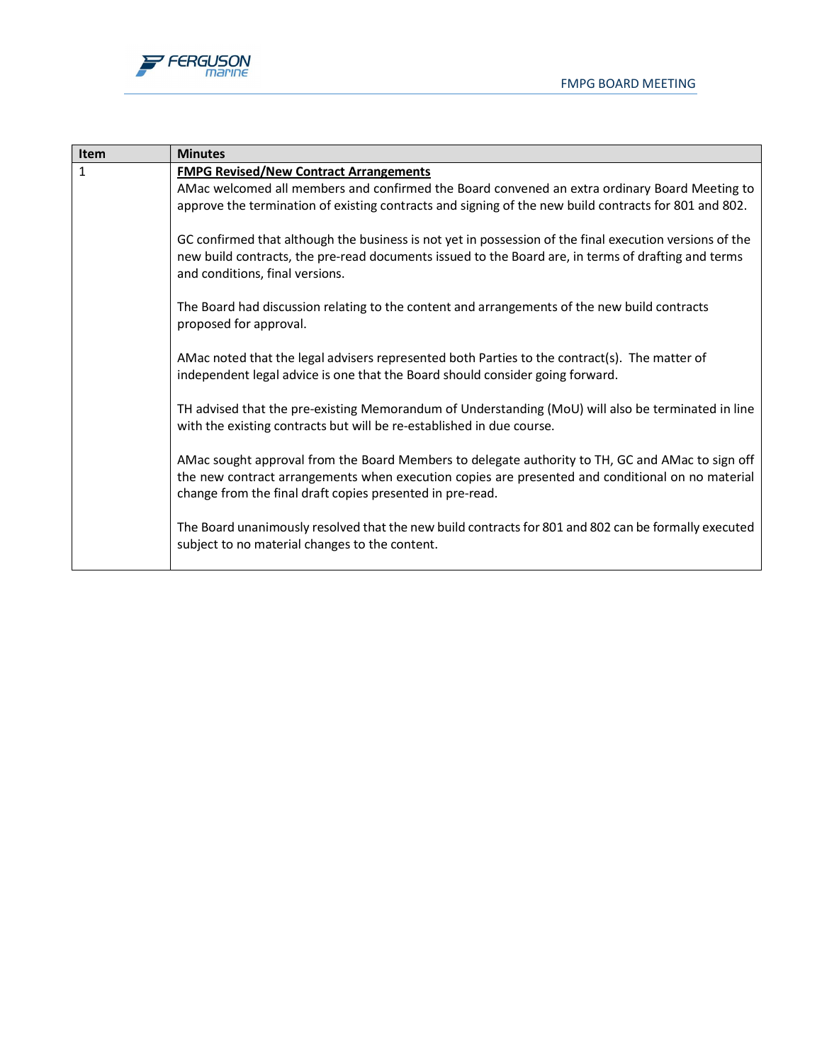| Item | Minutes |
|---|---|
| 1 | **<u>FMPG Revised/New Contract Arrangements</u>**<br>AMac welcomed all members and confirmed the Board convened an extra ordinary Board Meeting to approve the termination of existing contracts and signing of the new build contracts for 801 and 802.<br><br>GC confirmed that although the business is not yet in possession of the final execution versions of the new build contracts, the pre-read documents issued to the Board are, in terms of drafting and terms and conditions, final versions.<br><br>The Board had discussion relating to the content and arrangements of the new build contracts proposed for approval.<br><br>AMac noted that the legal advisers represented both Parties to the contract(s). The matter of independent legal advice is one that the Board should consider going forward.<br><br>TH advised that the pre-existing Memorandum of Understanding (MoU) will also be terminated in line with the existing contracts but will be re-established in due course.<br><br>AMac sought approval from the Board Members to delegate authority to TH, GC and AMac to sign off the new contract arrangements when execution copies are presented and conditional on no material change from the final draft copies presented in pre-read.<br><br>The Board unanimously resolved that the new build contracts for 801 and 802 can be formally executed subject to no material changes to the content. |